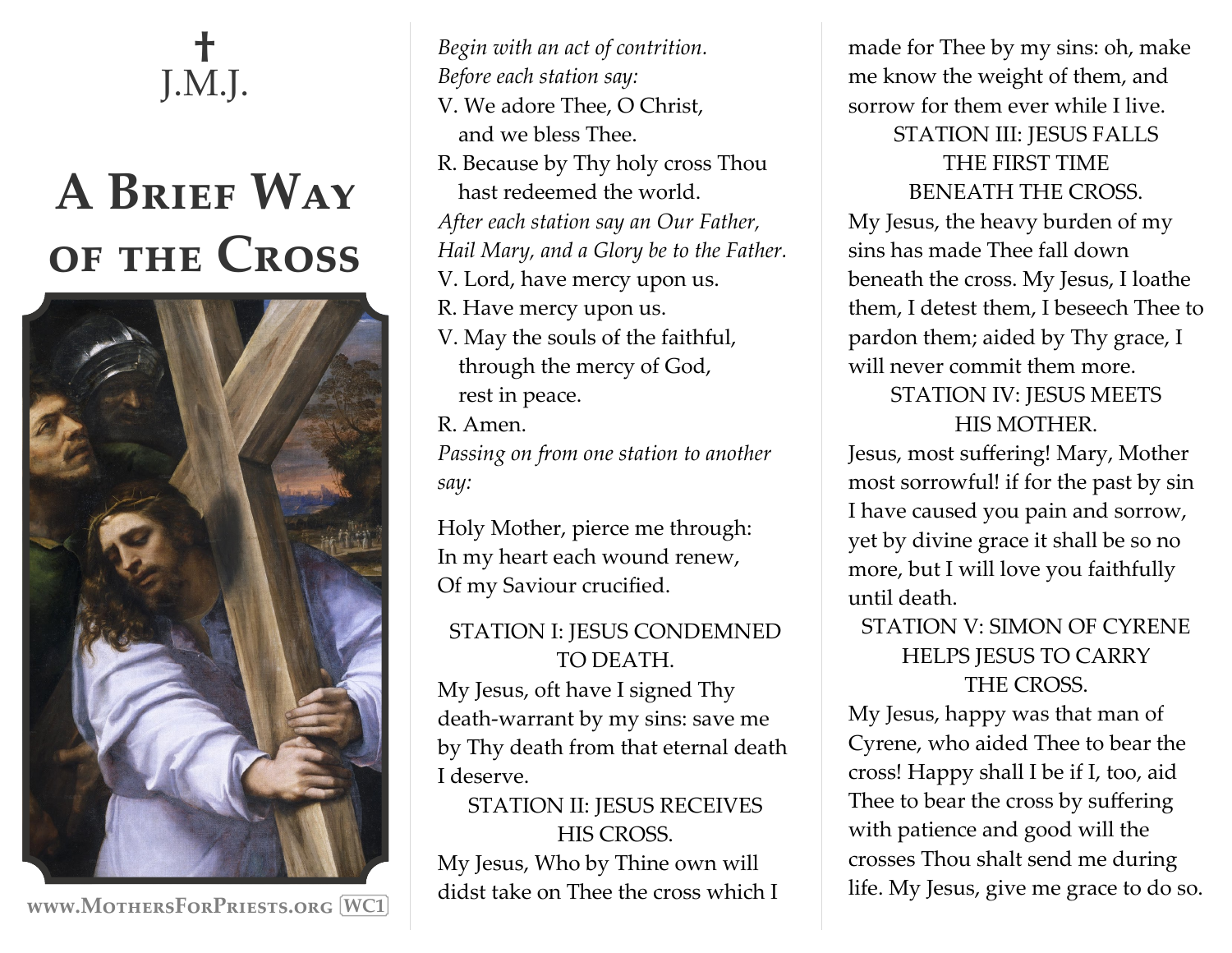✝

J.M.J.

# A Brief Way of the Cross

www.MothersForPriests.org WC1

*Begin with an act of contrition.*
*Before each station say:*

V. We adore Thee, O Christ, and we bless Thee.
R. Because by Thy holy cross Thou hast redeemed the world.

*After each station say an Our Father, Hail Mary, and a Glory be to the Father.*

V. Lord, have mercy upon us.
R. Have mercy upon us.
V. May the souls of the faithful, through the mercy of God, rest in peace.
R. Amen.

*Passing on from one station to another say:*

Holy Mother, pierce me through:
In my heart each wound renew,
Of my Saviour crucified.

## STATION I: JESUS CONDEMNED TO DEATH.

My Jesus, oft have I signed Thy death-warrant by my sins: save me by Thy death from that eternal death I deserve.

## STATION II: JESUS RECEIVES HIS CROSS.

My Jesus, Who by Thine own will didst take on Thee the cross which I made for Thee by my sins: oh, make me know the weight of them, and sorrow for them ever while I live.

## STATION III: JESUS FALLS THE FIRST TIME BENEATH THE CROSS.

My Jesus, the heavy burden of my sins has made Thee fall down beneath the cross. My Jesus, I loathe them, I detest them, I beseech Thee to pardon them; aided by Thy grace, I will never commit them more.

## STATION IV: JESUS MEETS HIS MOTHER.

Jesus, most suffering! Mary, Mother most sorrowful! if for the past by sin I have caused you pain and sorrow, yet by divine grace it shall be so no more, but I will love you faithfully until death.

## STATION V: SIMON OF CYRENE HELPS JESUS TO CARRY THE CROSS.

My Jesus, happy was that man of Cyrene, who aided Thee to bear the cross! Happy shall I be if I, too, aid Thee to bear the cross by suffering with patience and good will the crosses Thou shalt send me during life. My Jesus, give me grace to do so.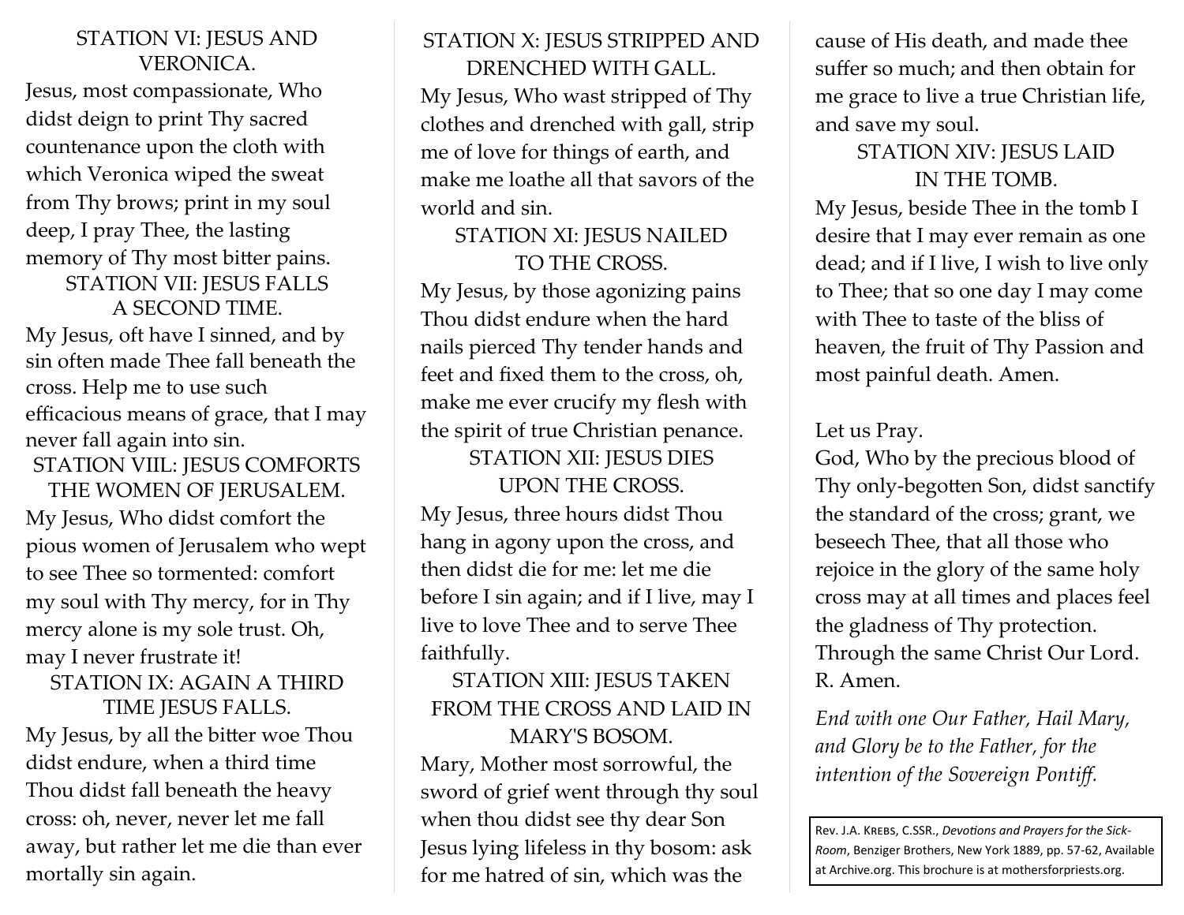### STATION VI: JESUS AND VERONICA.

Jesus, most compassionate, Who didst deign to print Thy sacred countenance upon the cloth with which Veronica wiped the sweat from Thy brows; print in my soul deep, I pray Thee, the lasting memory of Thy most bitter pains.

### STATION VII: JESUS FALLS A SECOND TIME.

My Jesus, oft have I sinned, and by sin often made Thee fall beneath the cross. Help me to use such efficacious means of grace, that I may never fall again into sin.

### STATION VIII.: JESUS COMFORTS THE WOMEN OF JERUSALEM.

My Jesus, Who didst comfort the pious women of Jerusalem who wept to see Thee so tormented: comfort my soul with Thy mercy, for in Thy mercy alone is my sole trust. Oh, may I never frustrate it!

### STATION IX: AGAIN A THIRD TIME JESUS FALLS.

My Jesus, by all the bitter woe Thou didst endure, when a third time Thou didst fall beneath the heavy cross: oh, never, never let me fall away, but rather let me die than ever mortally sin again.

### STATION X: JESUS STRIPPED AND DRENCHED WITH GALL.

My Jesus, Who wast stripped of Thy clothes and drenched with gall, strip me of love for things of earth, and make me loathe all that savors of the world and sin.

### STATION XI: JESUS NAILED TO THE CROSS.

My Jesus, by those agonizing pains Thou didst endure when the hard nails pierced Thy tender hands and feet and fixed them to the cross, oh, make me ever crucify my flesh with the spirit of true Christian penance.

### STATION XII: JESUS DIES UPON THE CROSS.

My Jesus, three hours didst Thou hang in agony upon the cross, and then didst die for me: let me die before I sin again; and if I live, may I live to love Thee and to serve Thee faithfully.

### STATION XIII: JESUS TAKEN FROM THE CROSS AND LAID IN MARY'S BOSOM.

Mary, Mother most sorrowful, the sword of grief went through thy soul when thou didst see thy dear Son Jesus lying lifeless in thy bosom: ask for me hatred of sin, which was the cause of His death, and made thee suffer so much; and then obtain for me grace to live a true Christian life, and save my soul.

### STATION XIV: JESUS LAID IN THE TOMB.

My Jesus, beside Thee in the tomb I desire that I may ever remain as one dead; and if I live, I wish to live only to Thee; that so one day I may come with Thee to taste of the bliss of heaven, the fruit of Thy Passion and most painful death. Amen.

Let us Pray.
God, Who by the precious blood of Thy only-begotten Son, didst sanctify the standard of the cross; grant, we beseech Thee, that all those who rejoice in the glory of the same holy cross may at all times and places feel the gladness of Thy protection. Through the same Christ Our Lord.
R. Amen.

*End with one Our Father, Hail Mary, and Glory be to the Father, for the intention of the Sovereign Pontiff.*

Rev. J.A. Krebs, C.SS.R., *Devotions and Prayers for the Sick-Room*, Benziger Brothers, New York 1889, pp. 57-62, Available at Archive.org. This brochure is at mothersforpriests.org.